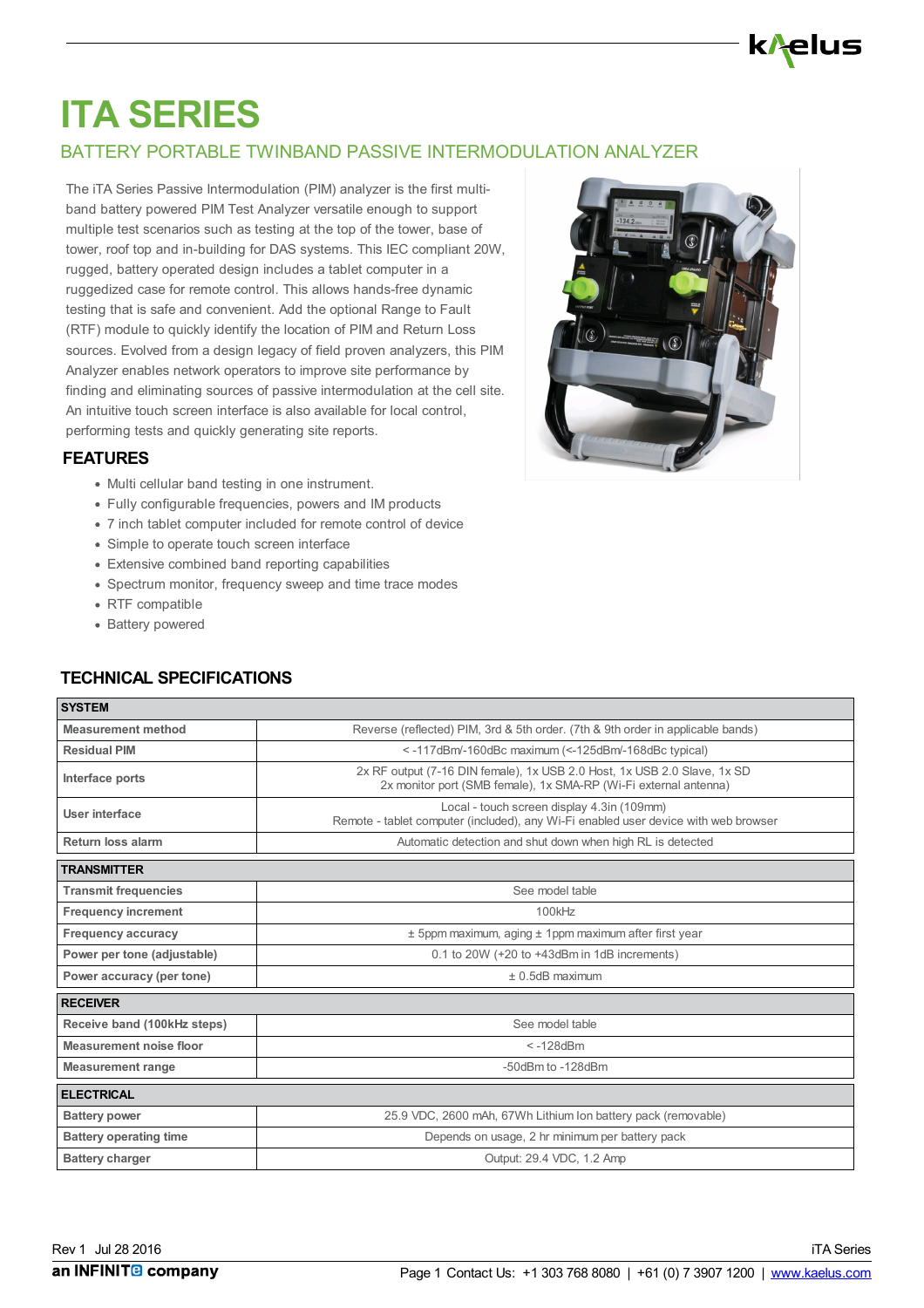# ITA SERIES

## BATTERY PORTABLE TWINBAND PASSIVE INTERMODULATION ANALYZER

The iTA Series Passive Intermodulation (PIM) analyzer is the first multi-band battery powered PIM Test Analyzer versatile enough to support multiple test scenarios such as testing at the top of the tower, base of tower, roof top and in-building for DAS systems. This IEC compliant 20W, rugged, battery operated design includes a tablet computer in a ruggedized case for remote control. This allows hands-free dynamic testing that is safe and convenient. Add the optional Range to Fault (RTF) module to quickly identify the location of PIM and Return Loss sources. Evolved from a design legacy of field proven analyzers, this PIM Analyzer enables network operators to improve site performance by finding and eliminating sources of passive intermodulation at the cell site. An intuitive touch screen interface is also available for local control, performing tests and quickly generating site reports.

## FEATURES

- Multi cellular band testing in one instrument.
- Fully configurable frequencies, powers and IM products
- 7 inch tablet computer included for remote control of device
- Simple to operate touch screen interface
- Extensive combined band reporting capabilities
- Spectrum monitor, frequency sweep and time trace modes
- RTF compatible
- Battery powered

## TECHNICAL SPECIFICATIONS

| SYSTEM | |
|---|---|
| Measurement method | Reverse (reflected) PIM, 3rd & 5th order. (7th & 9th order in applicable bands) |
| Residual PIM | < -117dBm/-160dBc maximum (<-125dBm/-168dBc typical) |
| Interface ports | 2x RF output (7-16 DIN female), 1x USB 2.0 Host, 1x USB 2.0 Slave, 1x SD<br>2x monitor port (SMB female), 1x SMA-RP (Wi-Fi external antenna) |
| User interface | Local - touch screen display 4.3in (109mm)<br>Remote - tablet computer (included), any Wi-Fi enabled user device with web browser |
| Return loss alarm | Automatic detection and shut down when high RL is detected |
| **TRANSMITTER** | |
| Transmit frequencies | See model table |
| Frequency increment | 100kHz |
| Frequency accuracy | ± 5ppm maximum, aging ± 1ppm maximum after first year |
| Power per tone (adjustable) | 0.1 to 20W (+20 to +43dBm in 1dB increments) |
| Power accuracy (per tone) | ± 0.5dB maximum |
| **RECEIVER** | |
| Receive band (100kHz steps) | See model table |
| Measurement noise floor | < -128dBm |
| Measurement range | -50dBm to -128dBm |
| **ELECTRICAL** | |
| Battery power | 25.9 VDC, 2600 mAh, 67Wh Lithium Ion battery pack (removable) |
| Battery operating time | Depends on usage, 2 hr minimum per battery pack |
| Battery charger | Output: 29.4 VDC, 1.2 Amp |

Rev 1 Jul 28 2016

Contact Us: +1 303 768 8080 | +61 (0) 7 3907 1200 | www.kaelus.com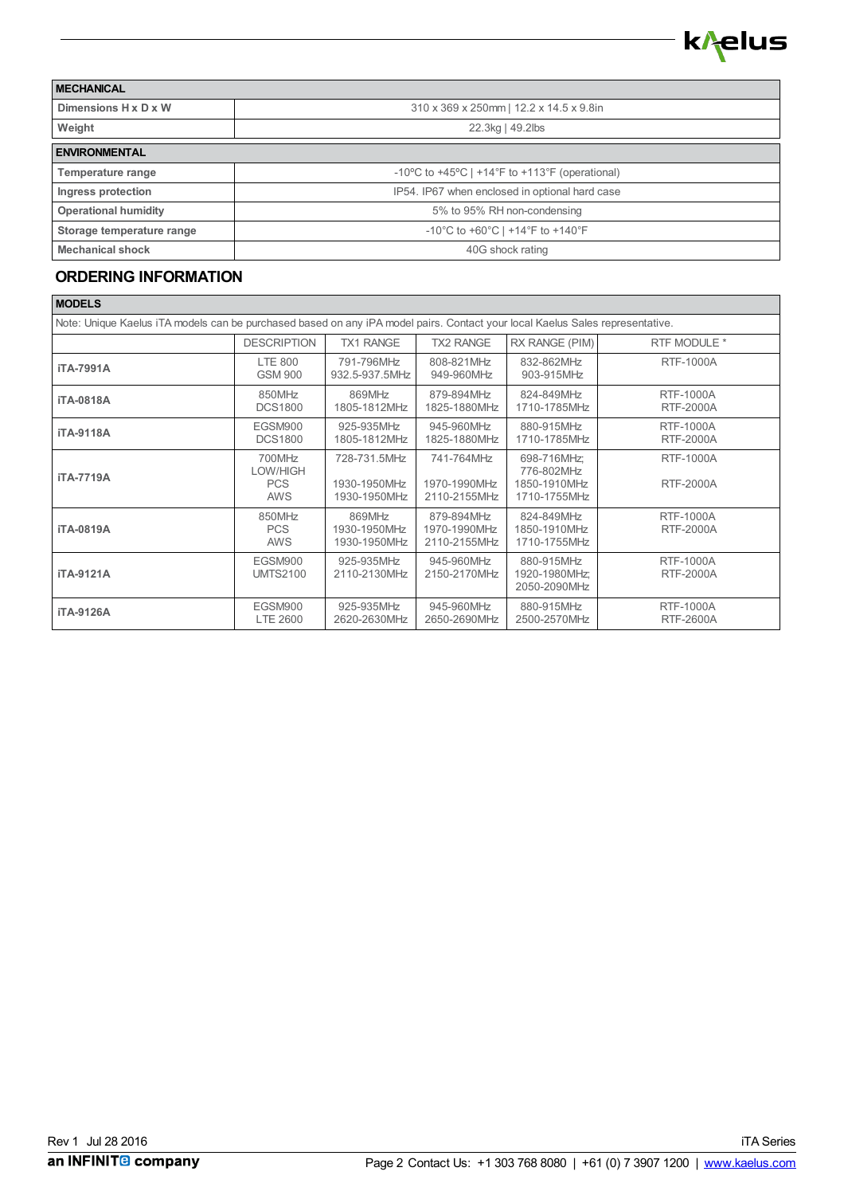| MECHANICAL | |
|---|---|
| Dimensions H x D x W | 310 x 369 x 250mm \| 12.2 x 14.5 x 9.8in |
| Weight | 22.3kg \| 49.2lbs |

| ENVIRONMENTAL | |
|---|---|
| Temperature range | -10ºC to +45ºC \| +14°F to +113°F (operational) |
| Ingress protection | IP54. IP67 when enclosed in optional hard case |
| Operational humidity | 5% to 95% RH non-condensing |
| Storage temperature range | -10°C to +60°C \| +14°F to +140°F |
| Mechanical shock | 40G shock rating |

## ORDERING INFORMATION

**MODELS**

Note: Unique Kaelus iTA models can be purchased based on any iPA model pairs. Contact your local Kaelus Sales representative.

| | DESCRIPTION | TX1 RANGE | TX2 RANGE | RX RANGE (PIM) | RTF MODULE * |
|---|---|---|---|---|---|
| **iTA-7991A** | LTE 800<br>GSM 900 | 791-796MHz<br>932.5-937.5MHz | 808-821MHz<br>949-960MHz | 832-862MHz<br>903-915MHz | RTF-1000A |
| **iTA-0818A** | 850MHz<br>DCS1800 | 869MHz<br>1805-1812MHz | 879-894MHz<br>1825-1880MHz | 824-849MHz<br>1710-1785MHz | RTF-1000A<br>RTF-2000A |
| **iTA-9118A** | EGSM900<br>DCS1800 | 925-935MHz<br>1805-1812MHz | 945-960MHz<br>1825-1880MHz | 880-915MHz<br>1710-1785MHz | RTF-1000A<br>RTF-2000A |
| **iTA-7719A** | 700MHz<br>LOW/HIGH<br>PCS<br>AWS | 728-731.5MHz<br><br>1930-1950MHz<br>1930-1950MHz | 741-764MHz<br><br>1970-1990MHz<br>2110-2155MHz | 698-716MHz;<br>776-802MHz<br>1850-1910MHz<br>1710-1755MHz | RTF-1000A<br><br>RTF-2000A |
| **iTA-0819A** | 850MHz<br>PCS<br>AWS | 869MHz<br>1930-1950MHz<br>1930-1950MHz | 879-894MHz<br>1970-1990MHz<br>2110-2155MHz | 824-849MHz<br>1850-1910MHz<br>1710-1755MHz | RTF-1000A<br>RTF-2000A |
| **iTA-9121A** | EGSM900<br>UMTS2100 | 925-935MHz<br>2110-2130MHz | 945-960MHz<br>2150-2170MHz | 880-915MHz<br>1920-1980MHz;<br>2050-2090MHz | RTF-1000A<br>RTF-2000A |
| **iTA-9126A** | EGSM900<br>LTE 2600 | 925-935MHz<br>2620-2630MHz | 945-960MHz<br>2650-2690MHz | 880-915MHz<br>2500-2570MHz | RTF-1000A<br>RTF-2600A |

Rev 1 Jul 28 2016

an INFINITE company

Contact Us: +1 303 768 8080 | +61 (0) 7 3907 1200 | www.kaelus.com